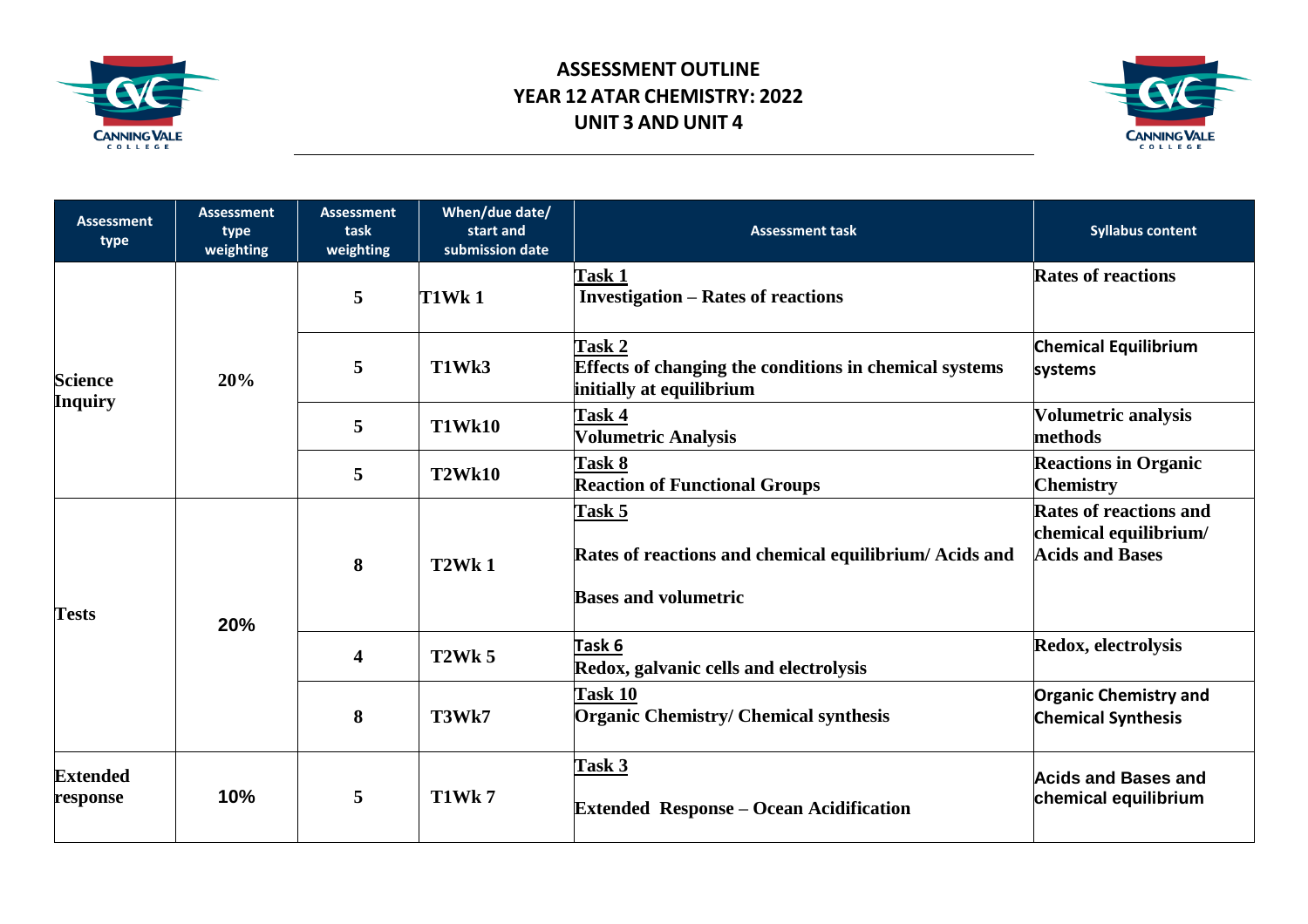# ASSESSMENT OUTLINE
# YEAR 12 ATAR CHEMISTRY: 2022
# UNIT 3 AND UNIT 4

| Assessment type | Assessment type weighting | Assessment task weighting | When/due date/ start and submission date | Assessment task | Syllabus content |
|---|---|---|---|---|---|
| **Science Inquiry** | **20%** | **5** | **T1Wk 1** | **Task 1** **Investigation – Rates of reactions** | **Rates of reactions** |
| | | **5** | **T1Wk3** | **Task 2** **Effects of changing the conditions in chemical systems initially at equilibrium** | **Chemical Equilibrium systems** |
| | | **5** | **T1Wk10** | **Task 4** **Volumetric Analysis** | **Volumetric analysis methods** |
| | | **5** | **T2Wk10** | **Task 8** **Reaction of Functional Groups** | **Reactions in Organic Chemistry** |
| **Tests** | **20%** | **8** | **T2Wk 1** | **Task 5** **Rates of reactions and chemical equilibrium/ Acids and Bases and volumetric** | **Rates of reactions and chemical equilibrium/ Acids and Bases** |
| | | **4** | **T2Wk 5** | **Task 6** **Redox, galvanic cells and electrolysis** | **Redox, electrolysis** |
| | | **8** | **T3Wk7** | **Task 10** **Organic Chemistry/ Chemical synthesis** | **Organic Chemistry and Chemical Synthesis** |
| **Extended response** | **10%** | **5** | **T1Wk 7** | **Task 3** **Extended Response – Ocean Acidification** | **Acids and Bases and chemical equilibrium** |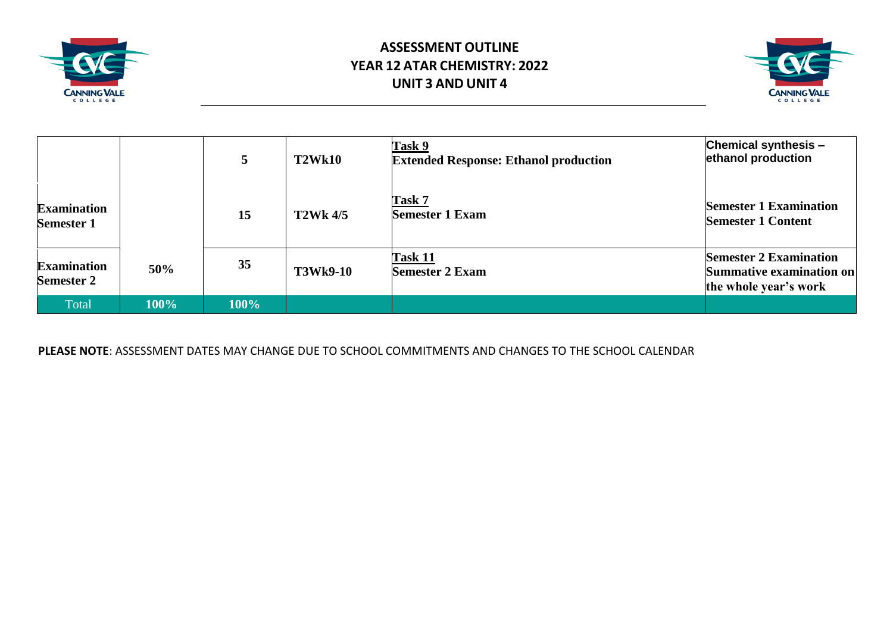# ASSESSMENT OUTLINE
# YEAR 12 ATAR CHEMISTRY: 2022
# UNIT 3 AND UNIT 4

| | | | | | |
|---|---|---|---|---|---|
| | | **5** | **T2Wk10** | **Task 9** <br> **Extended Response: Ethanol production** | **Chemical synthesis – ethanol production** |
| **Examination Semester 1** | | **15** | **T2Wk 4/5** | **Task 7** <br> **Semester 1 Exam** | **Semester 1 Examination Semester 1 Content** |
| **Examination Semester 2** | **50%** | **35** | **T3Wk9-10** | **Task 11** <br> **Semester 2 Exam** | **Semester 2 Examination Summative examination on the whole year's work** |
| Total | **100%** | **100%** | | | |

**PLEASE NOTE**: ASSESSMENT DATES MAY CHANGE DUE TO SCHOOL COMMITMENTS AND CHANGES TO THE SCHOOL CALENDAR